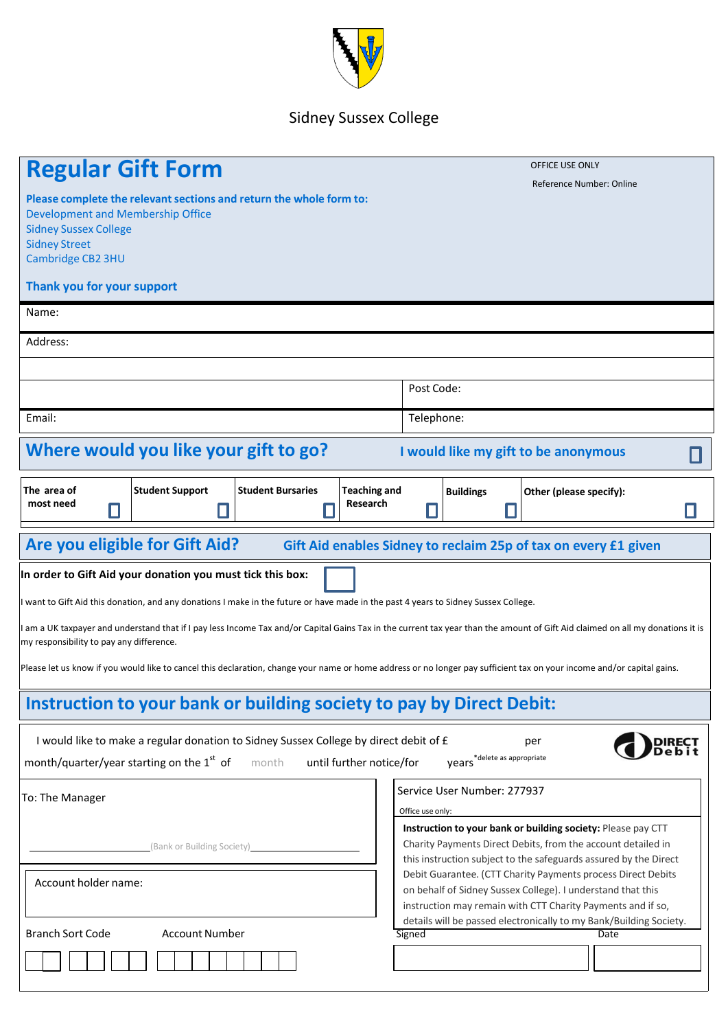Sidney Sussex College

# Regular Gift Form

OFFICE USE ONLY

Reference Number: Online

**Please complete the relevant sections and return the whole form to:**
Development and Membership Office
Sidney Sussex College
Sidney Street
Cambridge CB2 3HU

**Thank you for your support**

| Name: | |
|---|---|
| Address: | |
| | |
| | Post Code: |
| Email: | Telephone: |

## Where would you like your gift to go?

**I would like my gift to be anonymous** ☐

| The area of most need ☐ | Student Support ☐ | Student Bursaries ☐ | Teaching and Research ☐ | Buildings ☐ | Other (please specify): ☐ |
|---|---|---|---|---|---|

## Are you eligible for Gift Aid?

**Gift Aid enables Sidney to reclaim 25p of tax on every £1 given**

**In order to Gift Aid your donation you must tick this box:** ☐

I want to Gift Aid this donation, and any donations I make in the future or have made in the past 4 years to Sidney Sussex College.

I am a UK taxpayer and understand that if I pay less Income Tax and/or Capital Gains Tax in the current tax year than the amount of Gift Aid claimed on all my donations it is my responsibility to pay any difference.

Please let us know if you would like to cancel this declaration, change your name or home address or no longer pay sufficient tax on your income and/or capital gains.

## Instruction to your bank or building society to pay by Direct Debit:

I would like to make a regular donation to Sidney Sussex College by direct debit of £ per month/quarter/year starting on the 1st of month until further notice/for years *delete as appropriate

DIRECT Debit

To: The Manager

(Bank or Building Society)

Account holder name:

Branch Sort Code

Account Number

Service User Number: 277937

Office use only:

**Instruction to your bank or building society:** Please pay CTT Charity Payments Direct Debits, from the account detailed in this instruction subject to the safeguards assured by the Direct Debit Guarantee. (CTT Charity Payments process Direct Debits on behalf of Sidney Sussex College). I understand that this instruction may remain with CTT Charity Payments and if so, details will be passed electronically to my Bank/Building Society.

| Signed | Date |
|---|---|
| | |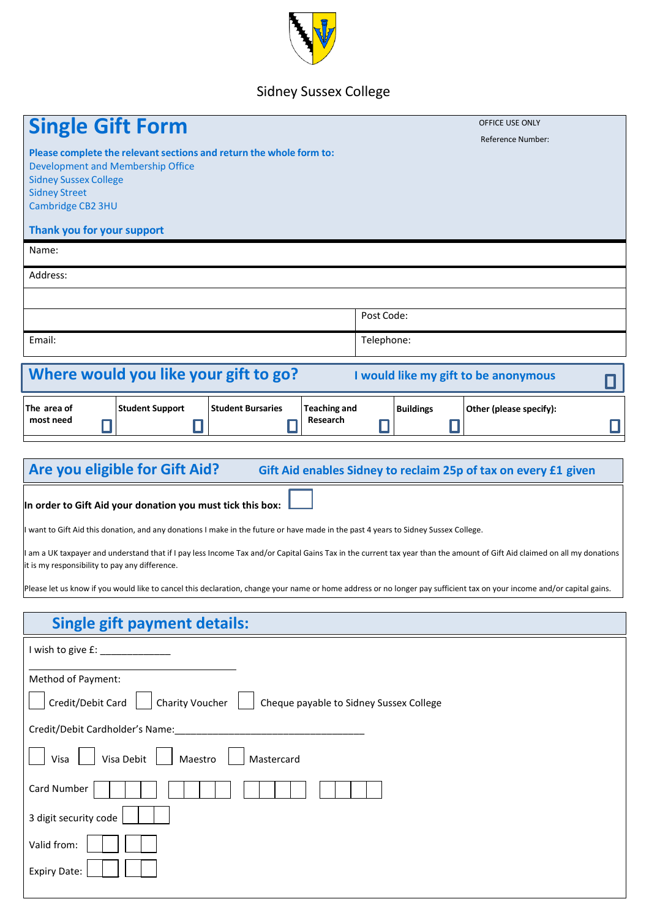Sidney Sussex College

# Single Gift Form

OFFICE USE ONLY

Reference Number:

**Please complete the relevant sections and return the whole form to:**
Development and Membership Office
Sidney Sussex College
Sidney Street
Cambridge CB2 3HU

**Thank you for your support**

Name:

Address:

Post Code:

Email:

Telephone:

## Where would you like your gift to go?

**I would like my gift to be anonymous** ☐

| The area of most need | Student Support | Student Bursaries | Teaching and Research | Buildings | Other (please specify): |
|---|---|---|---|---|---|
| ☐ | ☐ | ☐ | ☐ | ☐ | ☐ |

## Are you eligible for Gift Aid?

**Gift Aid enables Sidney to reclaim 25p of tax on every £1 given**

**In order to Gift Aid your donation you must tick this box:** ☐

I want to Gift Aid this donation, and any donations I make in the future or have made in the past 4 years to Sidney Sussex College.

I am a UK taxpayer and understand that if I pay less Income Tax and/or Capital Gains Tax in the current tax year than the amount of Gift Aid claimed on all my donations it is my responsibility to pay any difference.

Please let us know if you would like to cancel this declaration, change your name or home address or no longer pay sufficient tax on your income and/or capital gains.

## Single gift payment details:

I wish to give £: _____________

Method of Payment:

☐ Credit/Debit Card ☐ Charity Voucher ☐ Cheque payable to Sidney Sussex College

Credit/Debit Cardholder's Name:___________________________________

☐ Visa ☐ Visa Debit ☐ Maestro ☐ Mastercard

Card Number ☐☐☐☐ ☐☐☐☐ ☐☐☐☐ ☐☐☐☐

3 digit security code ☐☐☐

Valid from: ☐☐ ☐☐

Expiry Date: ☐☐ ☐☐